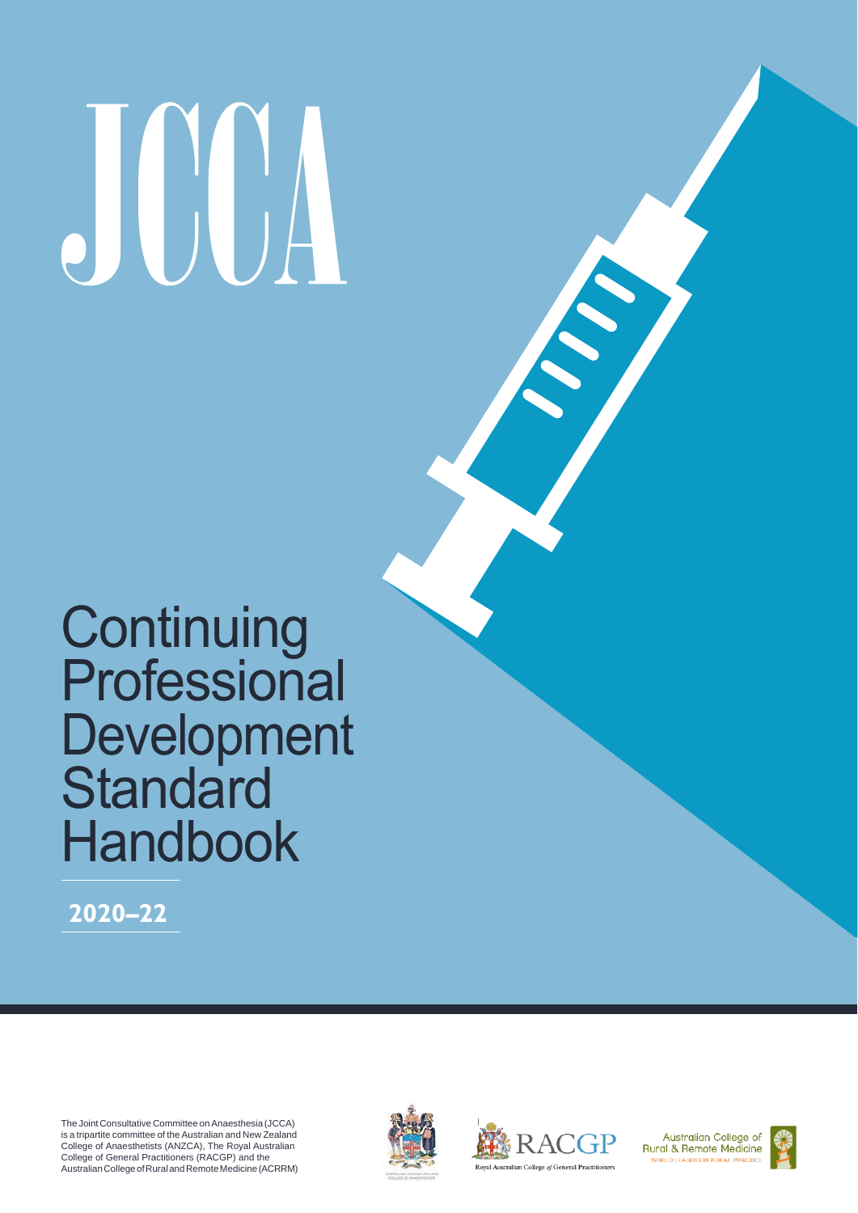# JCCA

# Continuing Professional Development Standard Handbook

**2020–22**

The Joint Consultative Committee on Anaesthesia (JCCA) is a tripartite committee of the Australian and New Zealand College of Anaesthetists (ANZCA), The Royal Australian College of General Practitioners (RACGP) and the Australian College of Rural and Remote Medicine (ACRRM)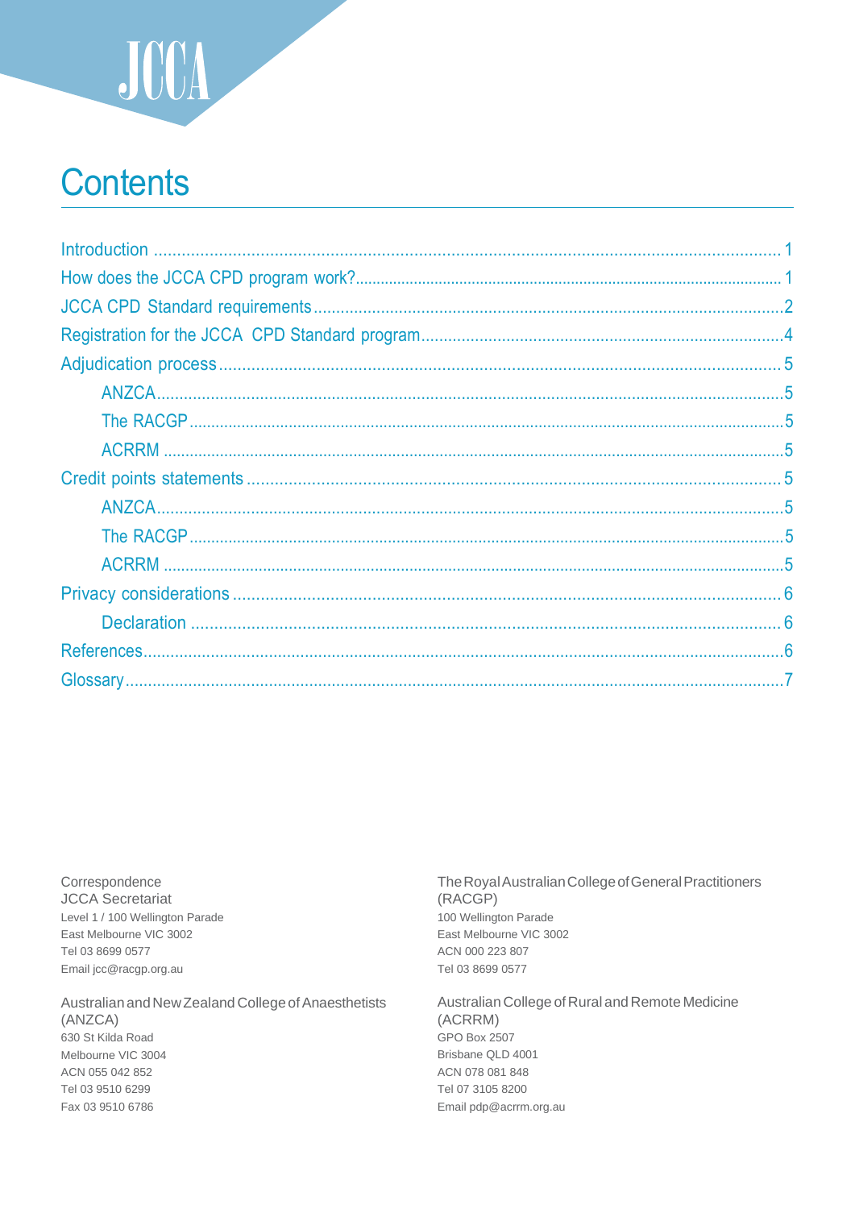JCCA

# Contents

- Introduction ..... 1
- How does the JCCA CPD program work? ..... 1
- JCCA CPD Standard requirements ..... 2
- Registration for the JCCA CPD Standard program ..... 4
- Adjudication process ..... 5
  - ANZCA ..... 5
  - The RACGP ..... 5
  - ACRRM ..... 5
- Credit points statements ..... 5
  - ANZCA ..... 5
  - The RACGP ..... 5
  - ACRRM ..... 5
- Privacy considerations ..... 6
  - Declaration ..... 6
- References ..... 6
- Glossary ..... 7

Correspondence
JCCA Secretariat
Level 1 / 100 Wellington Parade
East Melbourne VIC 3002
Tel 03 8699 0577
Email jcc@racgp.org.au

The Royal Australian College of General Practitioners
(RACGP)
100 Wellington Parade
East Melbourne VIC 3002
ACN 000 223 807
Tel 03 8699 0577

Australian and New Zealand College of Anaesthetists
(ANZCA)
630 St Kilda Road
Melbourne VIC 3004
ACN 055 042 852
Tel 03 9510 6299
Fax 03 9510 6786

Australian College of Rural and Remote Medicine
(ACRRM)
GPO Box 2507
Brisbane QLD 4001
ACN 078 081 848
Tel 07 3105 8200
Email pdp@acrrm.org.au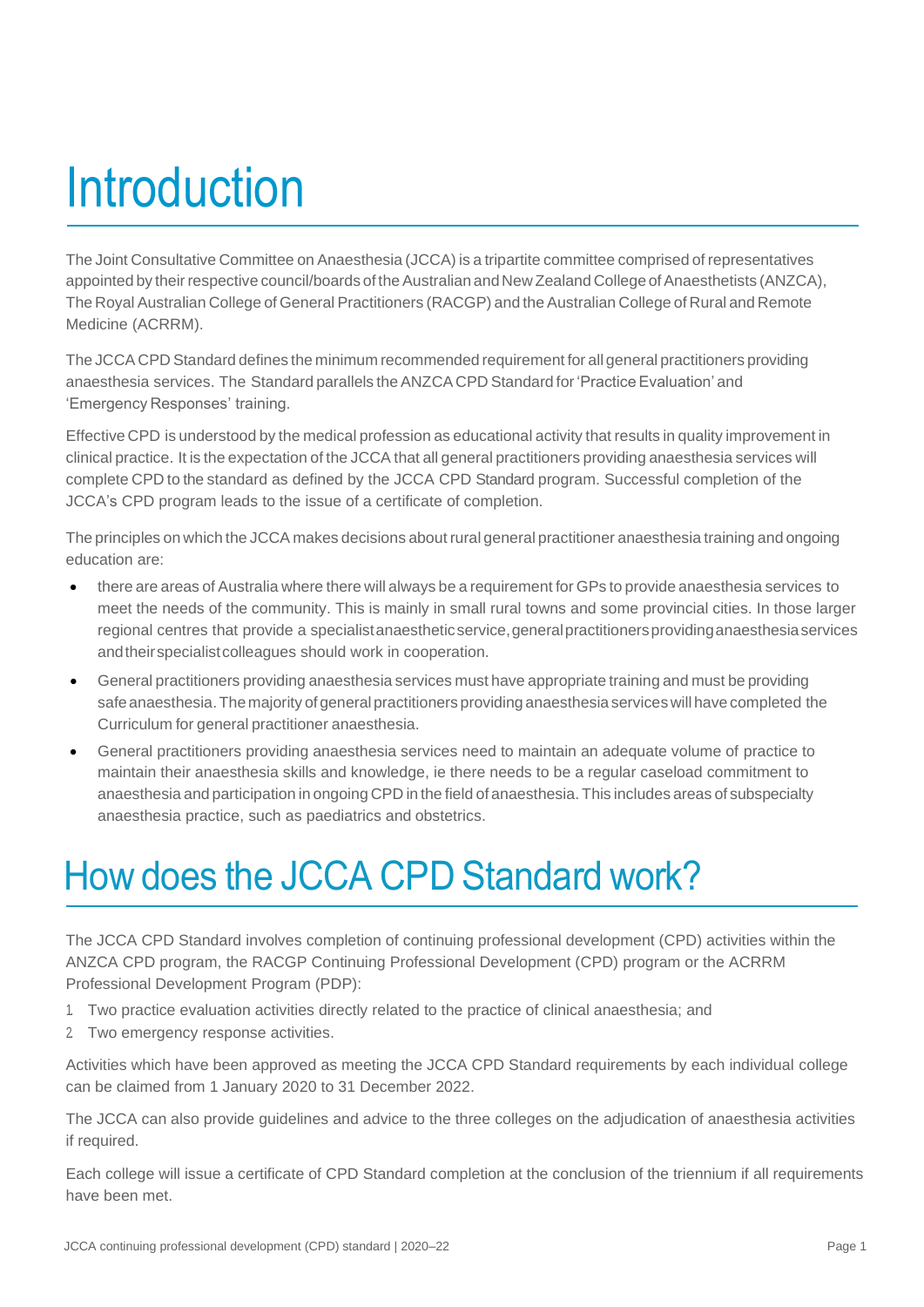# Introduction

The Joint Consultative Committee on Anaesthesia (JCCA) is a tripartite committee comprised of representatives appointed by their respective council/boards of the Australian and New Zealand College of Anaesthetists (ANZCA), The Royal Australian College of General Practitioners (RACGP) and the Australian College of Rural and Remote Medicine (ACRRM).

The JCCA CPD Standard defines the minimum recommended requirement for all general practitioners providing anaesthesia services. The Standard parallels the ANZCA CPD Standard for 'Practice Evaluation' and 'Emergency Responses' training.

Effective CPD is understood by the medical profession as educational activity that results in quality improvement in clinical practice. It is the expectation of the JCCA that all general practitioners providing anaesthesia services will complete CPD to the standard as defined by the JCCA CPD Standard program. Successful completion of the JCCA's CPD program leads to the issue of a certificate of completion.

The principles on which the JCCA makes decisions about rural general practitioner anaesthesia training and ongoing education are:

- there are areas of Australia where there will always be a requirement for GPs to provide anaesthesia services to meet the needs of the community. This is mainly in small rural towns and some provincial cities. In those larger regional centres that provide a specialist anaesthetic service, general practitioners providing anaesthesia services and their specialist colleagues should work in cooperation.
- General practitioners providing anaesthesia services must have appropriate training and must be providing safe anaesthesia. The majority of general practitioners providing anaesthesia services will have completed the Curriculum for general practitioner anaesthesia.
- General practitioners providing anaesthesia services need to maintain an adequate volume of practice to maintain their anaesthesia skills and knowledge, ie there needs to be a regular caseload commitment to anaesthesia and participation in ongoing CPD in the field of anaesthesia. This includes areas of subspecialty anaesthesia practice, such as paediatrics and obstetrics.

# How does the JCCA CPD Standard work?

The JCCA CPD Standard involves completion of continuing professional development (CPD) activities within the ANZCA CPD program, the RACGP Continuing Professional Development (CPD) program or the ACRRM Professional Development Program (PDP):

1. Two practice evaluation activities directly related to the practice of clinical anaesthesia; and
2. Two emergency response activities.

Activities which have been approved as meeting the JCCA CPD Standard requirements by each individual college can be claimed from 1 January 2020 to 31 December 2022.

The JCCA can also provide guidelines and advice to the three colleges on the adjudication of anaesthesia activities if required.

Each college will issue a certificate of CPD Standard completion at the conclusion of the triennium if all requirements have been met.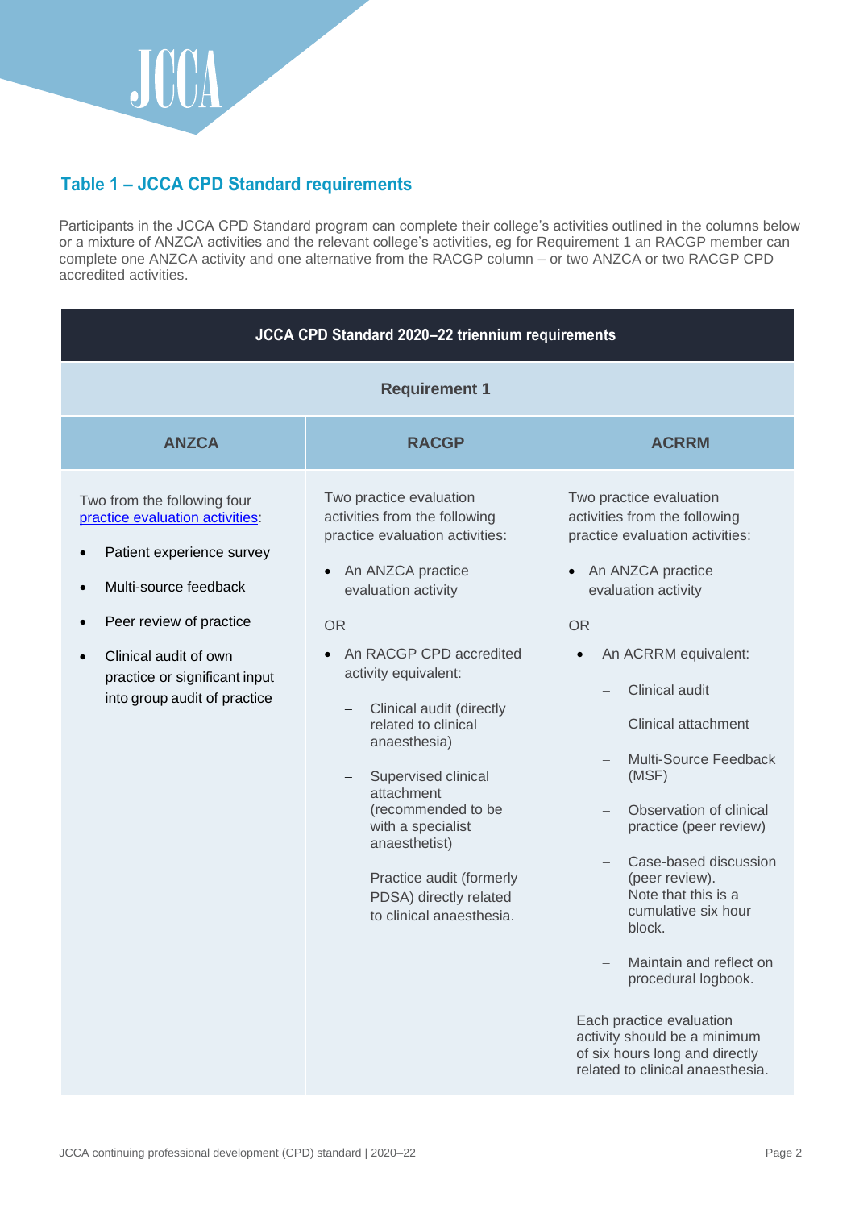## Table 1 – JCCA CPD Standard requirements

Participants in the JCCA CPD Standard program can complete their college's activities outlined in the columns below or a mixture of ANZCA activities and the relevant college's activities, eg for Requirement 1 an RACGP member can complete one ANZCA activity and one alternative from the RACGP column – or two ANZCA or two RACGP CPD accredited activities.

| JCCA CPD Standard 2020–22 triennium requirements | | |
|---|---|---|
| **Requirement 1** | | |
| **ANZCA** | **RACGP** | **ACRRM** |
| Two from the following four [practice evaluation activities](): <br>• Patient experience survey <br>• Multi-source feedback <br>• Peer review of practice <br>• Clinical audit of own practice or significant input into group audit of practice | Two practice evaluation activities from the following practice evaluation activities: <br>• An ANZCA practice evaluation activity <br>OR <br>• An RACGP CPD accredited activity equivalent: <br>– Clinical audit (directly related to clinical anaesthesia) <br>– Supervised clinical attachment (recommended to be with a specialist anaesthetist) <br>– Practice audit (formerly PDSA) directly related to clinical anaesthesia. | Two practice evaluation activities from the following practice evaluation activities: <br>• An ANZCA practice evaluation activity <br>OR <br>• An ACRRM equivalent: <br>– Clinical audit <br>– Clinical attachment <br>– Multi-Source Feedback (MSF) <br>– Observation of clinical practice (peer review) <br>– Case-based discussion (peer review). Note that this is a cumulative six hour block. <br>– Maintain and reflect on procedural logbook. <br><br>Each practice evaluation activity should be a minimum of six hours long and directly related to clinical anaesthesia. |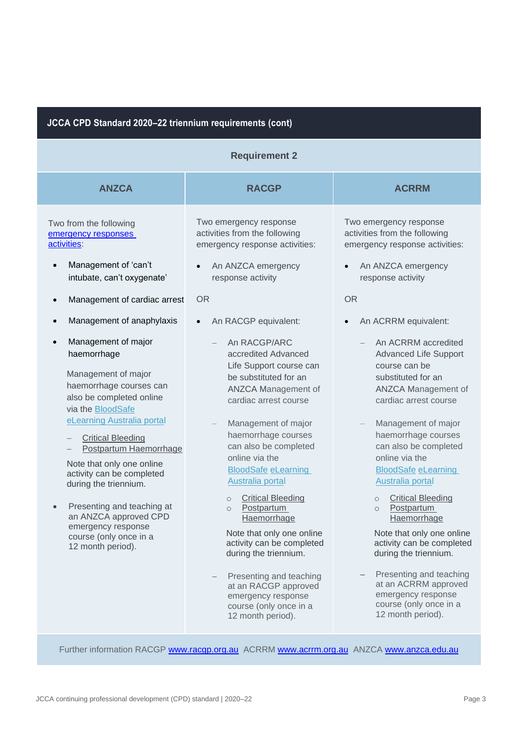| JCCA CPD Standard 2020–22 triennium requirements (cont) | | |
|---|---|---|
| **Requirement 2** | | |
| **ANZCA** | **RACGP** | **ACRRM** |
| Two from the following emergency responses activities:<br><br>• Management of 'can't intubate, can't oxygenate'<br>• Management of cardiac arrest<br>• Management of anaphylaxis<br>• Management of major haemorrhage<br><br>Management of major haemorrhage courses can also be completed online via the BloodSafe eLearning Australia portal<br>– Critical Bleeding<br>– Postpartum Haemorrhage<br><br>Note that only one online activity can be completed during the triennium.<br><br>• Presenting and teaching at an ANZCA approved CPD emergency response course (only once in a 12 month period). | Two emergency response activities from the following emergency response activities:<br><br>• An ANZCA emergency response activity<br><br>OR<br><br>• An RACGP equivalent:<br>– An RACGP/ARC accredited Advanced Life Support course can be substituted for an ANZCA Management of cardiac arrest course<br>– Management of major haemorrhage courses can also be completed online via the BloodSafe eLearning Australia portal<br>○ Critical Bleeding<br>○ Postpartum Haemorrhage<br><br>Note that only one online activity can be completed during the triennium.<br><br>– Presenting and teaching at an RACGP approved emergency response course (only once in a 12 month period). | Two emergency response activities from the following emergency response activities:<br><br>• An ANZCA emergency response activity<br><br>OR<br><br>• An ACRRM equivalent:<br>– An ACRRM accredited Advanced Life Support course can be substituted for an ANZCA Management of cardiac arrest course<br>– Management of major haemorrhage courses can also be completed online via the BloodSafe eLearning Australia portal<br>○ Critical Bleeding<br>○ Postpartum Haemorrhage<br><br>Note that only one online activity can be completed during the triennium.<br><br>– Presenting and teaching at an ACRRM approved emergency response course (only once in a 12 month period). |
| Further information RACGP www.racgp.org.au ACRRM www.acrrm.org.au ANZCA www.anzca.edu.au | | |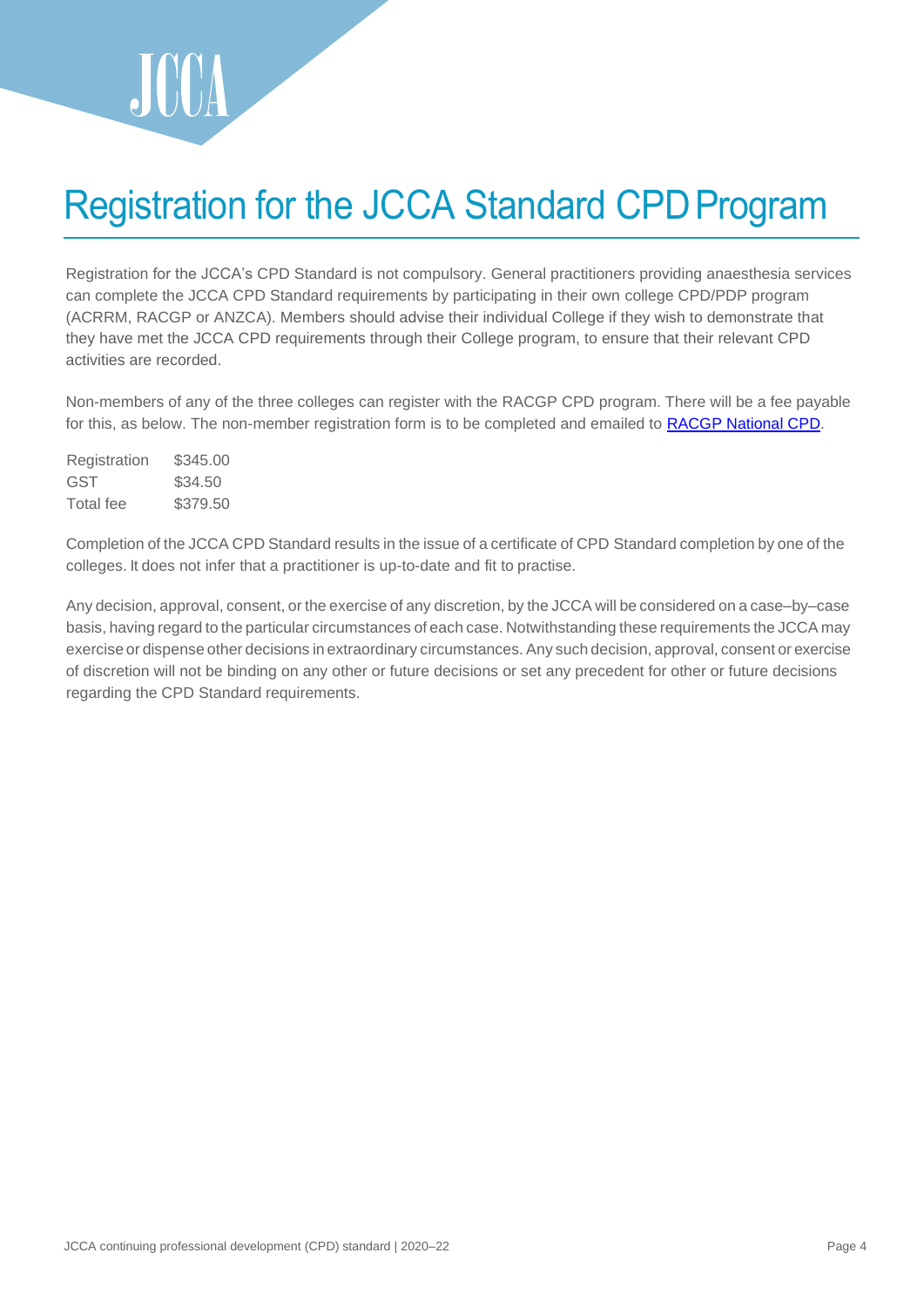# Registration for the JCCA Standard CPD Program

Registration for the JCCA's CPD Standard is not compulsory. General practitioners providing anaesthesia services can complete the JCCA CPD Standard requirements by participating in their own college CPD/PDP program (ACRRM, RACGP or ANZCA). Members should advise their individual College if they wish to demonstrate that they have met the JCCA CPD requirements through their College program, to ensure that their relevant CPD activities are recorded.

Non-members of any of the three colleges can register with the RACGP CPD program. There will be a fee payable for this, as below. The non-member registration form is to be completed and emailed to RACGP National CPD.

| | |
|---|---|
| Registration | $345.00 |
| GST | $34.50 |
| Total fee | $379.50 |

Completion of the JCCA CPD Standard results in the issue of a certificate of CPD Standard completion by one of the colleges. It does not infer that a practitioner is up-to-date and fit to practise.

Any decision, approval, consent, or the exercise of any discretion, by the JCCA will be considered on a case–by–case basis, having regard to the particular circumstances of each case. Notwithstanding these requirements the JCCA may exercise or dispense other decisions in extraordinary circumstances. Any such decision, approval, consent or exercise of discretion will not be binding on any other or future decisions or set any precedent for other or future decisions regarding the CPD Standard requirements.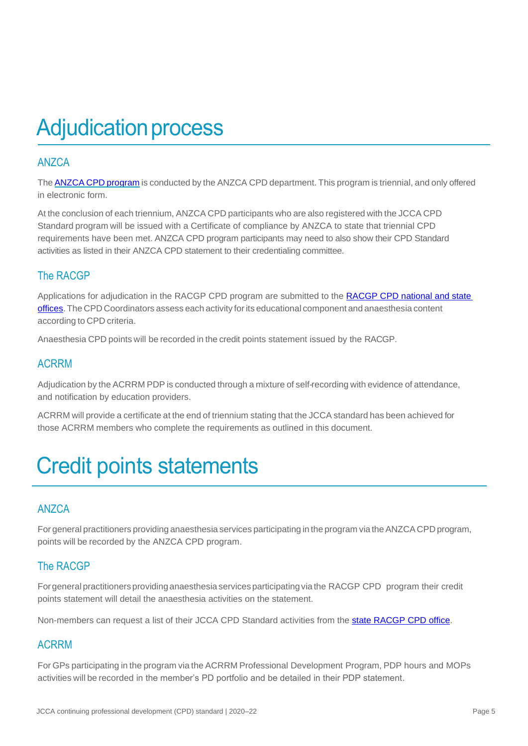# Adjudication process

## ANZCA

The ANZCA CPD program is conducted by the ANZCA CPD department. This program is triennial, and only offered in electronic form.

At the conclusion of each triennium, ANZCA CPD participants who are also registered with the JCCA CPD Standard program will be issued with a Certificate of compliance by ANZCA to state that triennial CPD requirements have been met. ANZCA CPD program participants may need to also show their CPD Standard activities as listed in their ANZCA CPD statement to their credentialing committee.

## The RACGP

Applications for adjudication in the RACGP CPD program are submitted to the RACGP CPD national and state offices. The CPD Coordinators assess each activity for its educational component and anaesthesia content according to CPD criteria.

Anaesthesia CPD points will be recorded in the credit points statement issued by the RACGP.

## ACRRM

Adjudication by the ACRRM PDP is conducted through a mixture of self-recording with evidence of attendance, and notification by education providers.

ACRRM will provide a certificate at the end of triennium stating that the JCCA standard has been achieved for those ACRRM members who complete the requirements as outlined in this document.

# Credit points statements

## ANZCA

For general practitioners providing anaesthesia services participating in the program via the ANZCA CPD program, points will be recorded by the ANZCA CPD program.

## The RACGP

For general practitioners providing anaesthesia services participating via the RACGP CPD program their credit points statement will detail the anaesthesia activities on the statement.

Non-members can request a list of their JCCA CPD Standard activities from the state RACGP CPD office.

## ACRRM

For GPs participating in the program via the ACRRM Professional Development Program, PDP hours and MOPs activities will be recorded in the member's PD portfolio and be detailed in their PDP statement.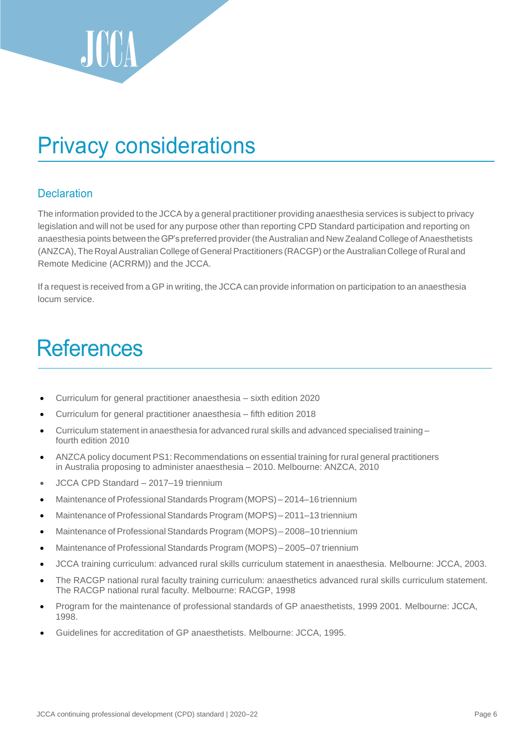# Privacy considerations

## Declaration

The information provided to the JCCA by a general practitioner providing anaesthesia services is subject to privacy legislation and will not be used for any purpose other than reporting CPD Standard participation and reporting on anaesthesia points between the GP's preferred provider (the Australian and New Zealand College of Anaesthetists (ANZCA), The Royal Australian College of General Practitioners (RACGP) or the Australian College of Rural and Remote Medicine (ACRRM)) and the JCCA.

If a request is received from a GP in writing, the JCCA can provide information on participation to an anaesthesia locum service.

# References

- Curriculum for general practitioner anaesthesia – sixth edition 2020
- Curriculum for general practitioner anaesthesia – fifth edition 2018
- Curriculum statement in anaesthesia for advanced rural skills and advanced specialised training – fourth edition 2010
- ANZCA policy document PS1: Recommendations on essential training for rural general practitioners in Australia proposing to administer anaesthesia – 2010. Melbourne: ANZCA, 2010
- JCCA CPD Standard – 2017–19 triennium
- Maintenance of Professional Standards Program (MOPS) – 2014–16 triennium
- Maintenance of Professional Standards Program (MOPS) – 2011–13 triennium
- Maintenance of Professional Standards Program (MOPS) – 2008–10 triennium
- Maintenance of Professional Standards Program (MOPS) – 2005–07 triennium
- JCCA training curriculum: advanced rural skills curriculum statement in anaesthesia. Melbourne: JCCA, 2003.
- The RACGP national rural faculty training curriculum: anaesthetics advanced rural skills curriculum statement. The RACGP national rural faculty. Melbourne: RACGP, 1998
- Program for the maintenance of professional standards of GP anaesthetists, 1999 2001. Melbourne: JCCA, 1998.
- Guidelines for accreditation of GP anaesthetists. Melbourne: JCCA, 1995.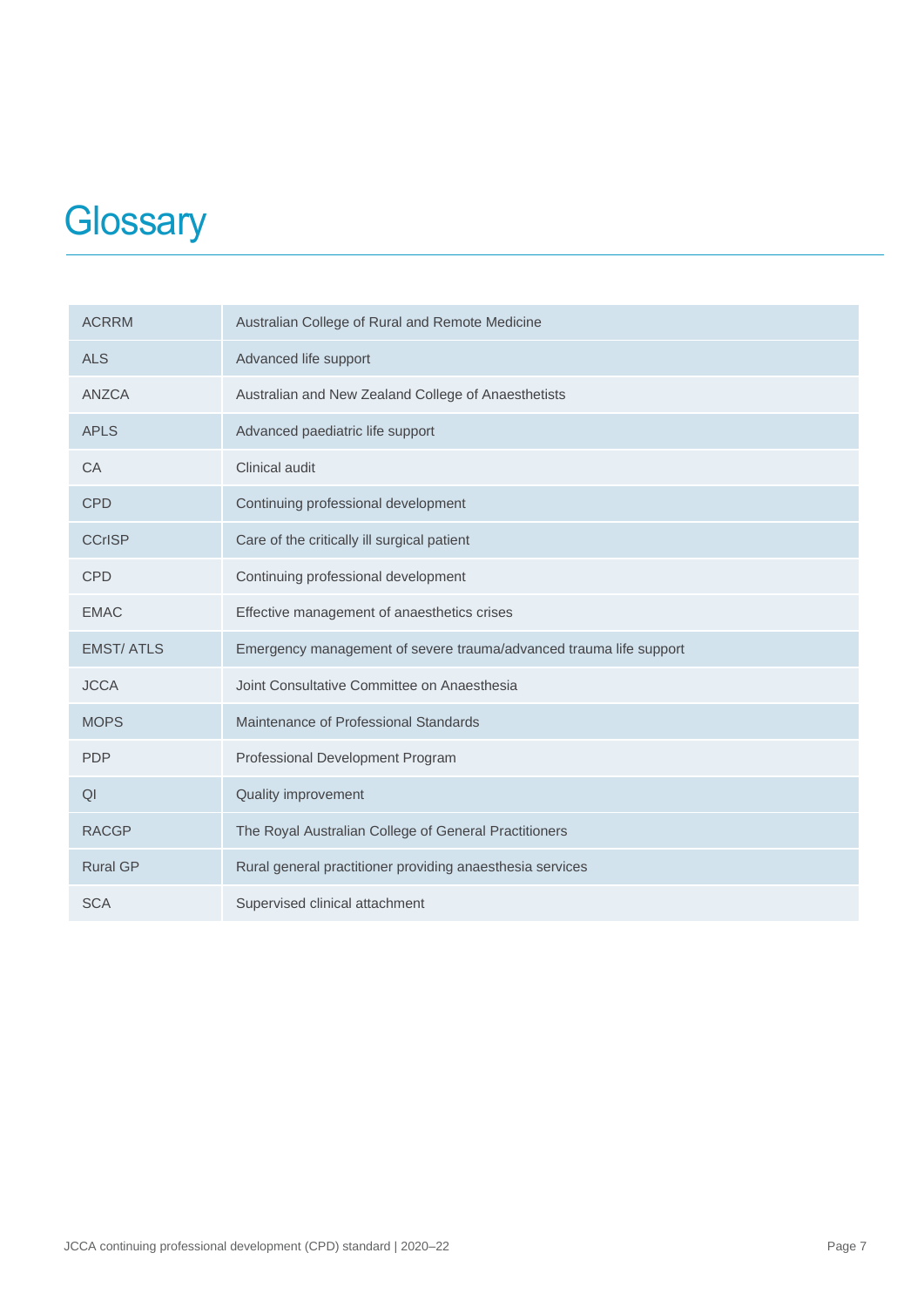# Glossary

| | |
|---|---|
| ACRRM | Australian College of Rural and Remote Medicine |
| ALS | Advanced life support |
| ANZCA | Australian and New Zealand College of Anaesthetists |
| APLS | Advanced paediatric life support |
| CA | Clinical audit |
| CPD | Continuing professional development |
| CCrISP | Care of the critically ill surgical patient |
| CPD | Continuing professional development |
| EMAC | Effective management of anaesthetics crises |
| EMST/ ATLS | Emergency management of severe trauma/advanced trauma life support |
| JCCA | Joint Consultative Committee on Anaesthesia |
| MOPS | Maintenance of Professional Standards |
| PDP | Professional Development Program |
| QI | Quality improvement |
| RACGP | The Royal Australian College of General Practitioners |
| Rural GP | Rural general practitioner providing anaesthesia services |
| SCA | Supervised clinical attachment |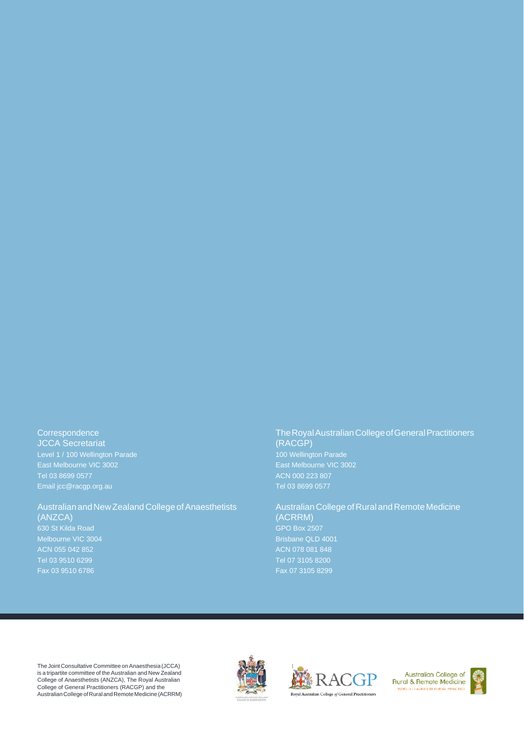Correspondence
JCCA Secretariat
Level 1 / 100 Wellington Parade
East Melbourne VIC 3002
Tel 03 8699 0577
Email jcc@racgp.org.au

Australian and New Zealand College of Anaesthetists (ANZCA)
630 St Kilda Road
Melbourne VIC 3004
ACN 055 042 852
Tel 03 9510 6299
Fax 03 9510 6786

The Royal Australian College of General Practitioners (RACGP)
100 Wellington Parade
East Melbourne VIC 3002
ACN 000 223 807
Tel 03 8699 0577

Australian College of Rural and Remote Medicine (ACRRM)
GPO Box 2507
Brisbane QLD 4001
ACN 078 081 848
Tel 07 3105 8200
Fax 07 3105 8299

The Joint Consultative Committee on Anaesthesia (JCCA) is a tripartite committee of the Australian and New Zealand College of Anaesthetists (ANZCA), The Royal Australian College of General Practitioners (RACGP) and the Australian College of Rural and Remote Medicine (ACRRM)